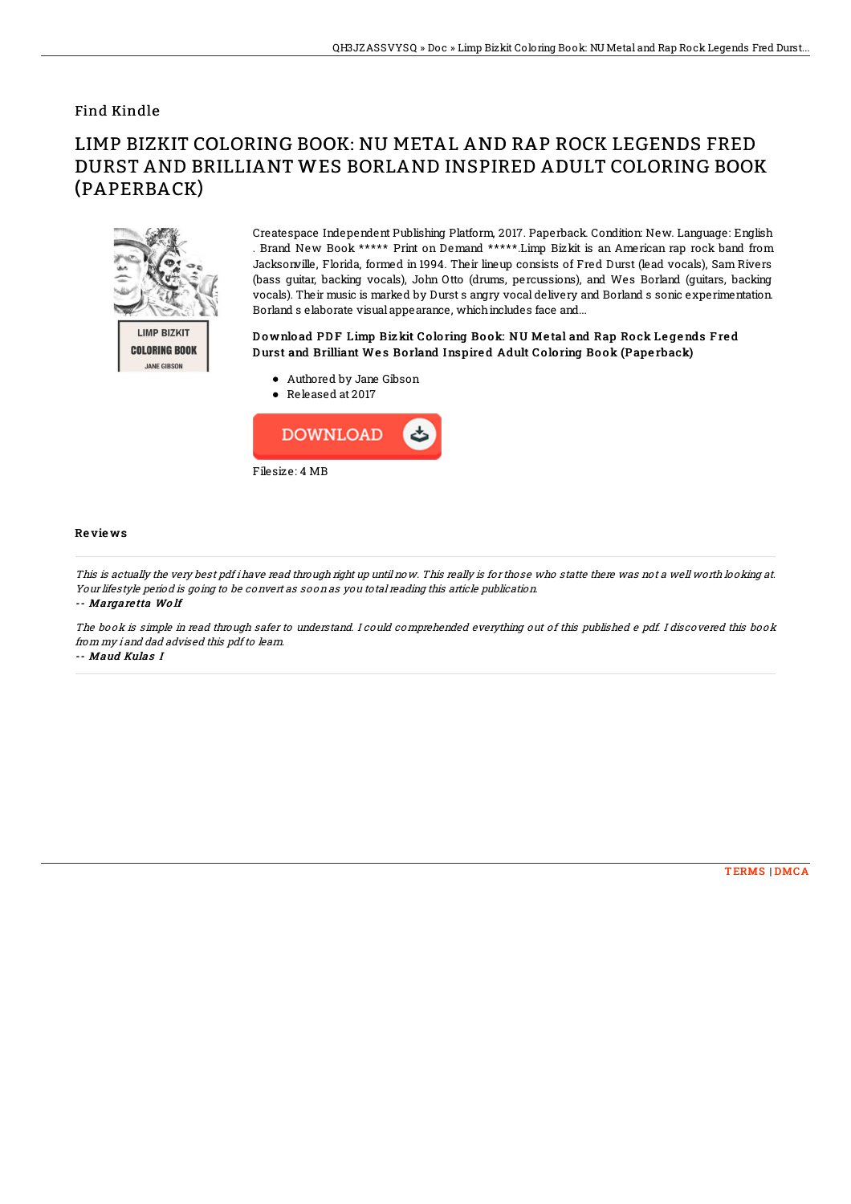Find Kindle

# LIMP BIZKIT COLORING BOOK: NU METAL AND RAP ROCK LEGENDS FRED DURST AND BRILLIANT WES BORLAND INSPIRED ADULT COLORING BOOK (PAPERBACK)

Createspace Independent Publishing Platform, 2017. Paperback. Condition: New. Language: English . Brand New Book ***** Print on Demand *****.Limp Bizkit is an American rap rock band from Jacksonville, Florida, formed in 1994. Their lineup consists of Fred Durst (lead vocals), Sam Rivers (bass guitar, backing vocals), John Otto (drums, percussions), and Wes Borland (guitars, backing vocals). Their music is marked by Durst s angry vocal delivery and Borland s sonic experimentation. Borland s elaborate visual appearance, which includes face and...

### Download PDF Limp Bizkit Coloring Book: NU Metal and Rap Rock Legends Fred Durst and Brilliant Wes Borland Inspired Adult Coloring Book (Paperback)

- Authored by Jane Gibson
- Released at 2017

DOWNLOAD

Filesize: 4 MB

## Reviews

*This is actually the very best pdf i have read through right up until now. This really is for those who statte there was not a well worth looking at. Your lifestyle period is going to be convert as soon as you total reading this article publication.*

*-- Margaretta Wolf*

*The book is simple in read through safer to understand. I could comprehended everything out of this published e pdf. I discovered this book from my i and dad advised this pdf to learn.*

*-- Maud Kulas I*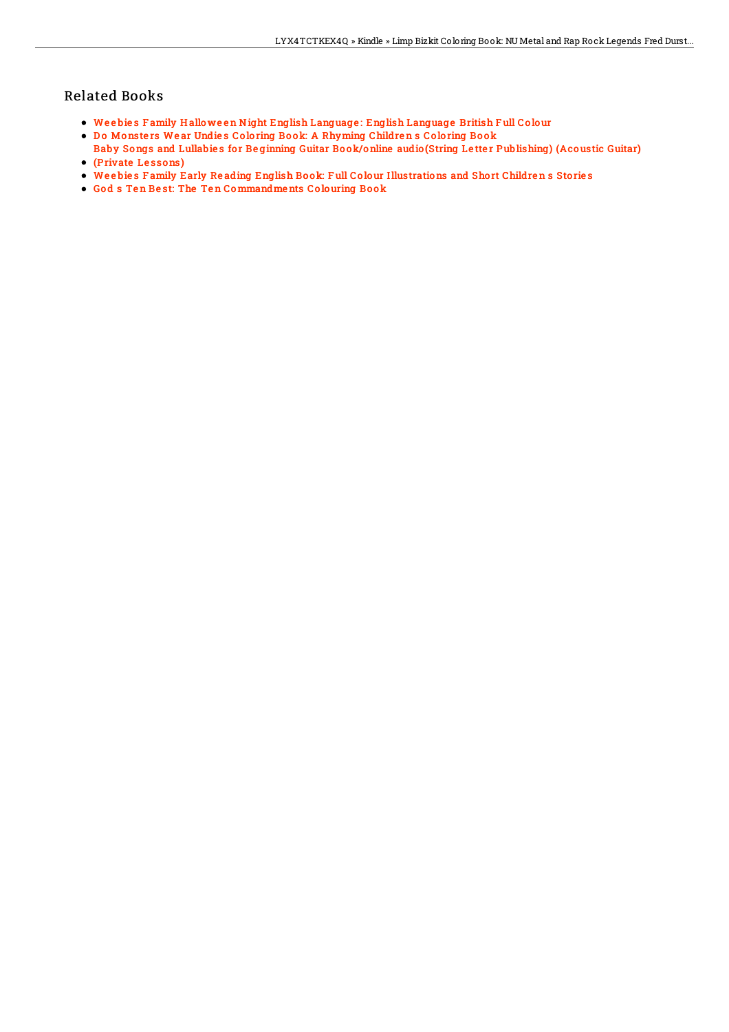## Related Books

- Weebies Family Halloween Night English Language: English Language British Full Colour
- Do Monsters Wear Undies Coloring Book: A Rhyming Children s Coloring Book
- Baby Songs and Lullabies for Beginning Guitar Book/online audio(String Letter Publishing) (Acoustic Guitar) (Private Lessons)
- Weebies Family Early Reading English Book: Full Colour Illustrations and Short Children s Stories
- God s Ten Best: The Ten Commandments Colouring Book